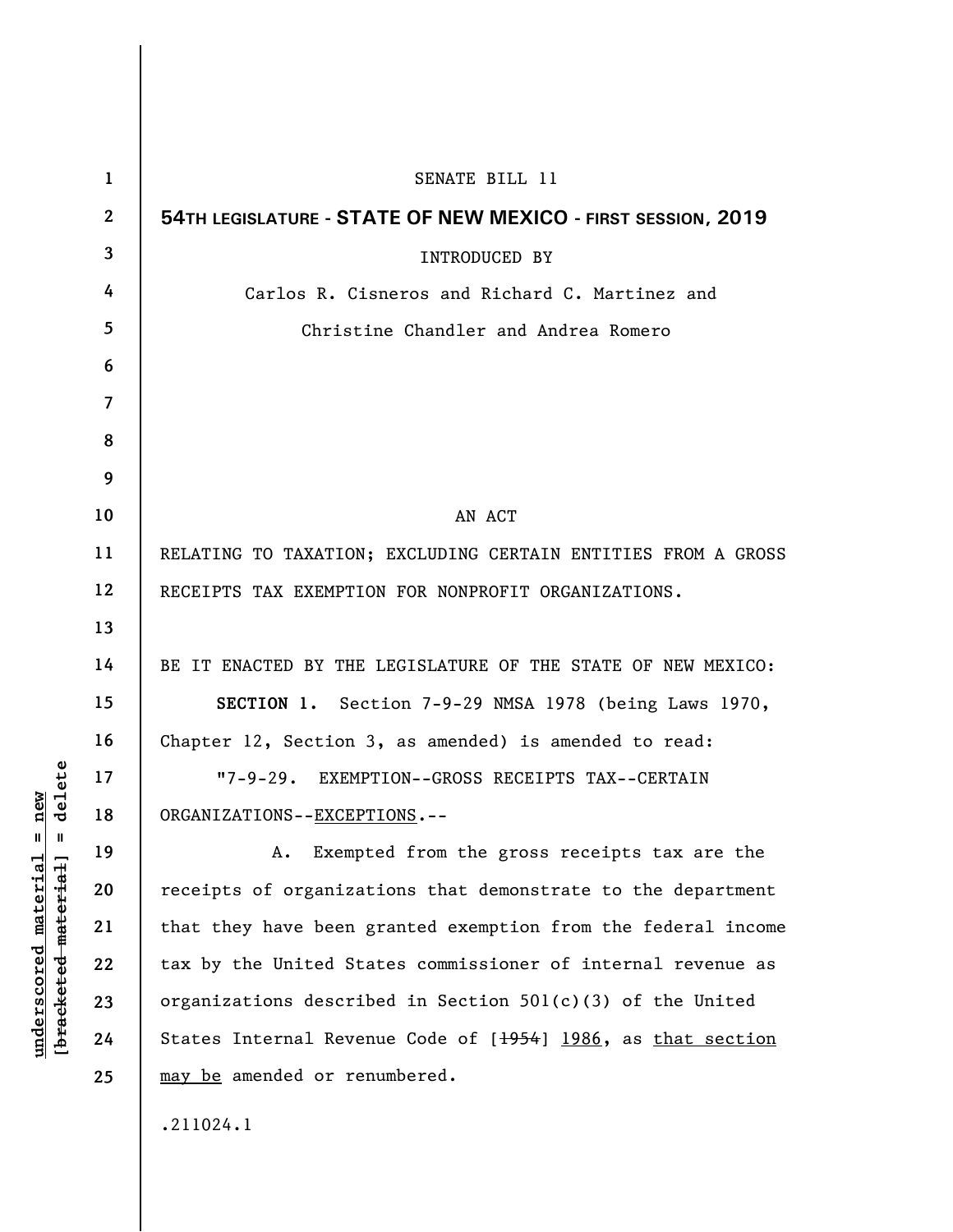SENATE BILL 11

**54TH LEGISLATURE - STATE OF NEW MEXICO - FIRST SESSION, 2019**

INTRODUCED BY

Carlos R. Cisneros and Richard C. Martinez and

Christine Chandler and Andrea Romero

AN ACT

RELATING TO TAXATION; EXCLUDING CERTAIN ENTITIES FROM A GROSS RECEIPTS TAX EXEMPTION FOR NONPROFIT ORGANIZATIONS.

BE IT ENACTED BY THE LEGISLATURE OF THE STATE OF NEW MEXICO:

**SECTION 1.** Section 7-9-29 NMSA 1978 (being Laws 1970, Chapter 12, Section 3, as amended) is amended to read:

"7-9-29. EXEMPTION--GROSS RECEIPTS TAX--CERTAIN ORGANIZATIONS--<u>EXCEPTIONS</u>.--

A. Exempted from the gross receipts tax are the receipts of organizations that demonstrate to the department that they have been granted exemption from the federal income tax by the United States commissioner of internal revenue as organizations described in Section 501(c)(3) of the United States Internal Revenue Code of [~~1954~~] <u>1986</u>, as <u>that section may be</u> amended or renumbered.

.211024.1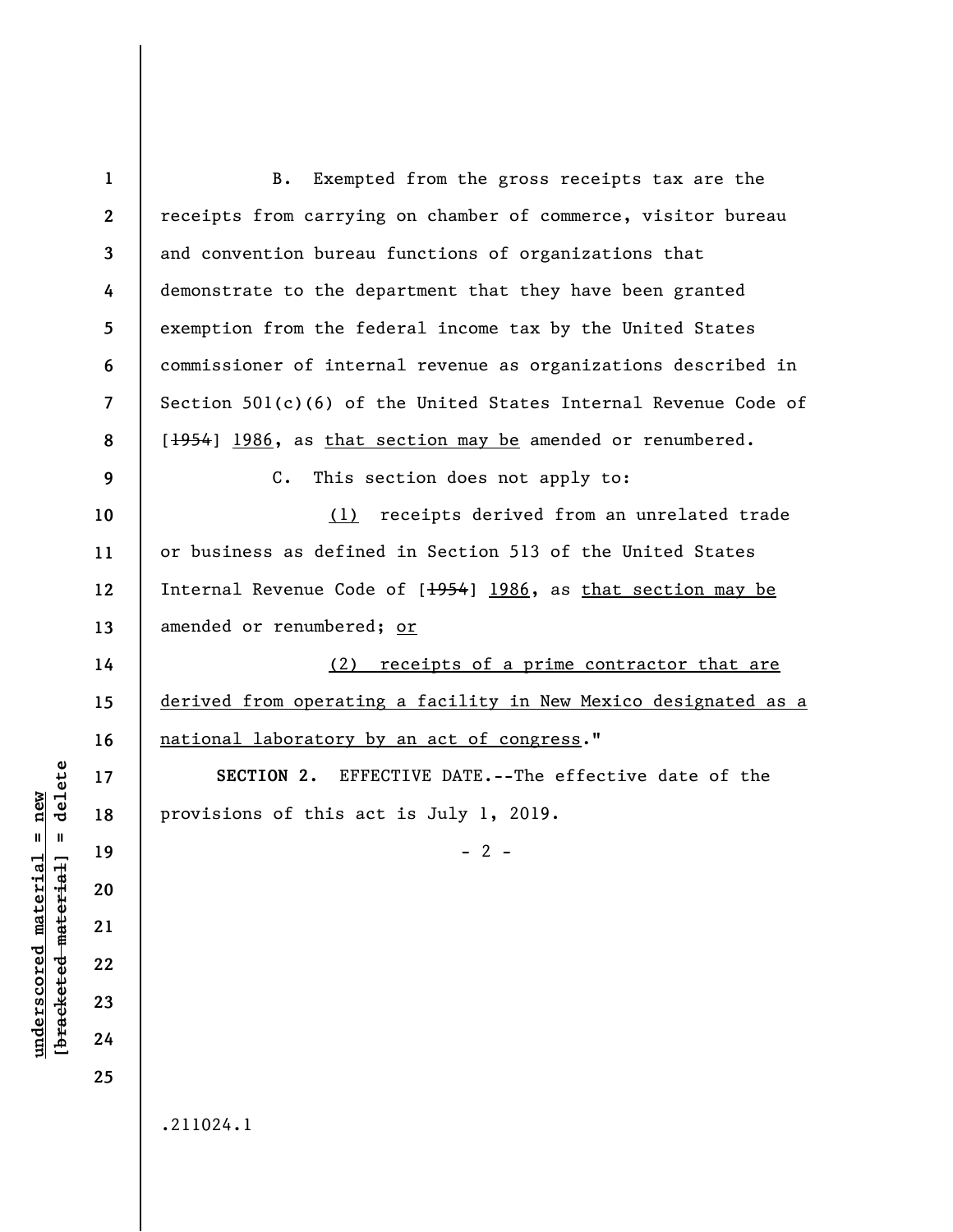B. Exempted from the gross receipts tax are the receipts from carrying on chamber of commerce, visitor bureau and convention bureau functions of organizations that demonstrate to the department that they have been granted exemption from the federal income tax by the United States commissioner of internal revenue as organizations described in Section 501(c)(6) of the United States Internal Revenue Code of [~~1954~~] <u>1986</u>, as <u>that section may be</u> amended or renumbered.

C. This section does not apply to:

<u>(1)</u> receipts derived from an unrelated trade or business as defined in Section 513 of the United States Internal Revenue Code of [~~1954~~] <u>1986</u>, as <u>that section may be</u> amended or renumbered; <u>or</u>

<u>(2) receipts of a prime contractor that are derived from operating a facility in New Mexico designated as a national laboratory by an act of congress</u>."

**SECTION 2.** EFFECTIVE DATE.--The effective date of the provisions of this act is July 1, 2019.

.211024.1